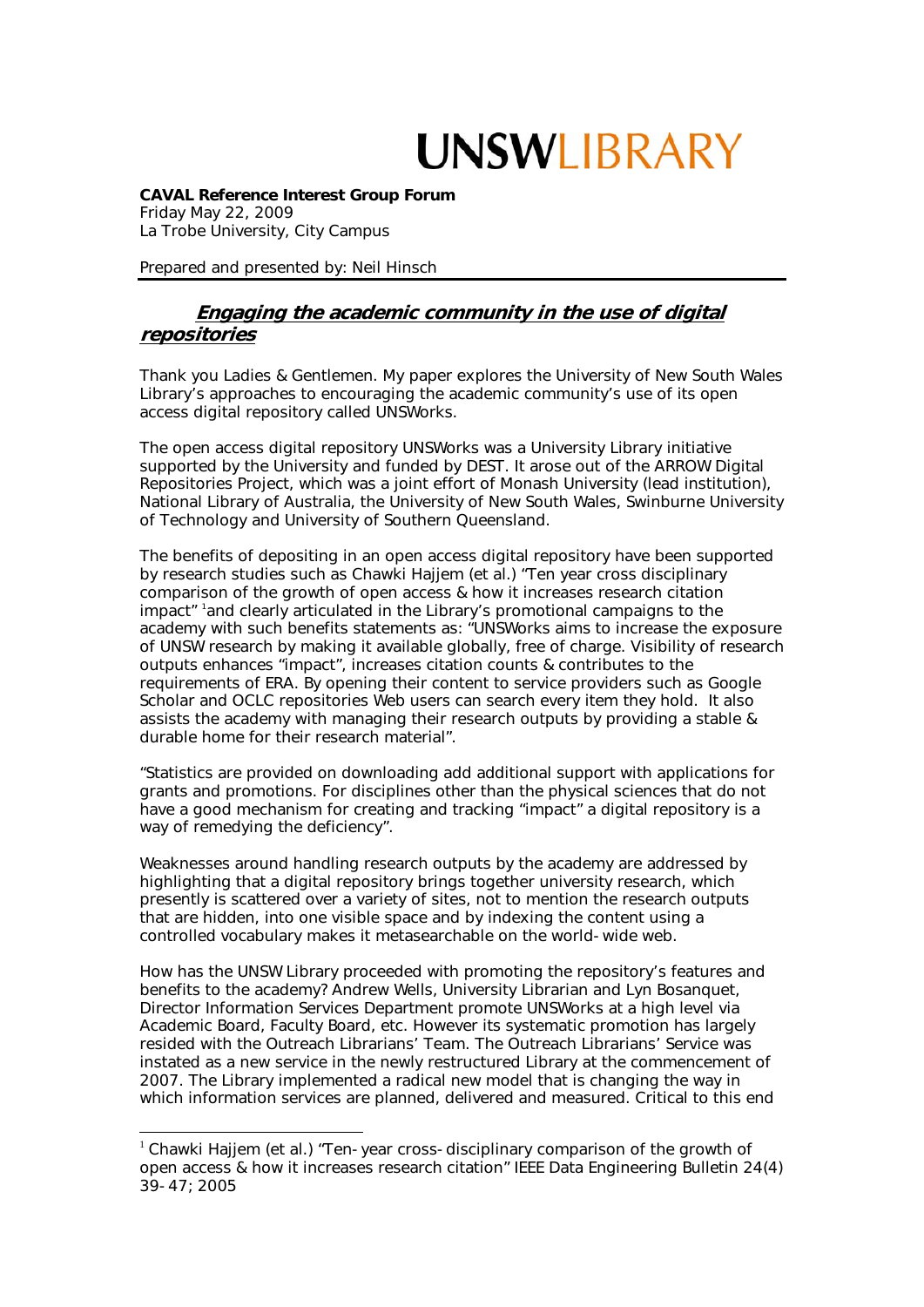# UNSWLIBRARY

**CAVAL Reference Interest Group Forum**
Friday May 22, 2009
La Trobe University, City Campus

Prepared and presented by: Neil Hinsch

## ***Engaging the academic community in the use of digital repositories***

Thank you Ladies & Gentlemen. My paper explores the University of New South Wales Library's approaches to encouraging the academic community's use of its open access digital repository called UNSWorks.

The open access digital repository UNSWorks was a University Library initiative supported by the University and funded by DEST. It arose out of the ARROW Digital Repositories Project, which was a joint effort of Monash University (lead institution), National Library of Australia, the University of New South Wales, Swinburne University of Technology and University of Southern Queensland.

The benefits of depositing in an open access digital repository have been supported by research studies such as Chawki Hajjem (et al.) "Ten year cross disciplinary comparison of the growth of open access & how it increases research citation impact" [1]and clearly articulated in the Library's promotional campaigns to the academy with such benefits statements as: "UNSWorks aims to increase the exposure of UNSW research by making it available globally, free of charge. Visibility of research outputs enhances "impact", increases citation counts & contributes to the requirements of ERA. By opening their content to service providers such as Google Scholar and OCLC repositories Web users can search every item they hold. It also assists the academy with managing their research outputs by providing a stable & durable home for their research material".

"Statistics are provided on downloading add additional support with applications for grants and promotions. For disciplines other than the physical sciences that do not have a good mechanism for creating and tracking "impact" a digital repository is a way of remedying the deficiency".

Weaknesses around handling research outputs by the academy are addressed by highlighting that a digital repository brings together university research, which presently is scattered over a variety of sites, not to mention the research outputs that are hidden, into one visible space and by indexing the content using a controlled vocabulary makes it metasearchable on the world-wide web.

How has the UNSW Library proceeded with promoting the repository's features and benefits to the academy? Andrew Wells, University Librarian and Lyn Bosanquet, Director Information Services Department promote UNSWorks at a high level via Academic Board, Faculty Board, etc. However its systematic promotion has largely resided with the Outreach Librarians' Team. The Outreach Librarians' Service was instated as a new service in the newly restructured Library at the commencement of 2007. The Library implemented a radical new model that is changing the way in which information services are planned, delivered and measured. Critical to this end

---

[1] Chawki Hajjem (et al.) "Ten-year cross-disciplinary comparison of the growth of open access & how it increases research citation" IEEE Data Engineering Bulletin 24(4) 39-47; 2005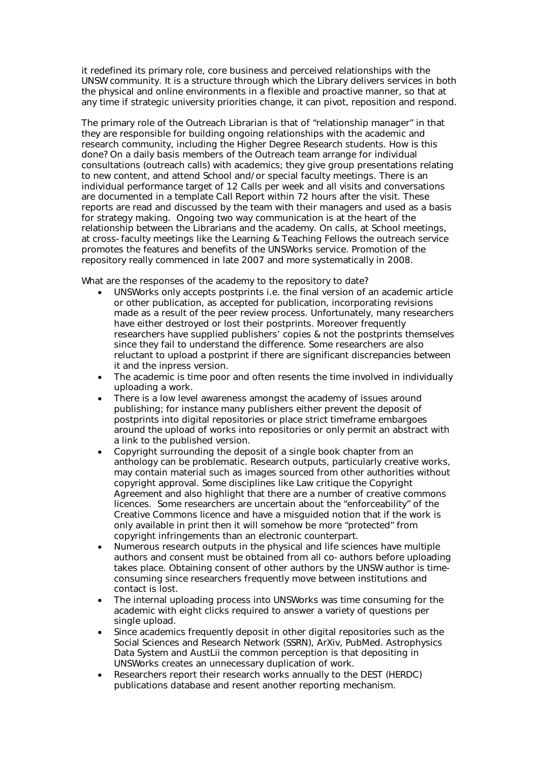it redefined its primary role, core business and perceived relationships with the UNSW community. It is a structure through which the Library delivers services in both the physical and online environments in a flexible and proactive manner, so that at any time if strategic university priorities change, it can pivot, reposition and respond.

The primary role of the Outreach Librarian is that of "relationship manager" in that they are responsible for building ongoing relationships with the academic and research community, including the Higher Degree Research students. How is this done? On a daily basis members of the Outreach team arrange for individual consultations (outreach calls) with academics; they give group presentations relating to new content, and attend School and/or special faculty meetings. There is an individual performance target of 12 Calls per week and all visits and conversations are documented in a template Call Report within 72 hours after the visit. These reports are read and discussed by the team with their managers and used as a basis for strategy making. Ongoing two way communication is at the heart of the relationship between the Librarians and the academy. On calls, at School meetings, at cross- faculty meetings like the Learning & Teaching Fellows the outreach service promotes the features and benefits of the UNSWorks service. Promotion of the repository really commenced in late 2007 and more systematically in 2008.

What are the responses of the academy to the repository to date?

- UNSWorks only accepts postprints i.e. the final version of an academic article or other publication, as accepted for publication, incorporating revisions made as a result of the peer review process. Unfortunately, many researchers have either destroyed or lost their postprints. Moreover frequently researchers have supplied publishers' copies & not the postprints themselves since they fail to understand the difference. Some researchers are also reluctant to upload a postprint if there are significant discrepancies between it and the inpress version.
- The academic is time poor and often resents the time involved in individually uploading a work.
- There is a low level awareness amongst the academy of issues around publishing; for instance many publishers either prevent the deposit of postprints into digital repositories or place strict timeframe embargoes around the upload of works into repositories or only permit an abstract with a link to the published version.
- Copyright surrounding the deposit of a single book chapter from an anthology can be problematic. Research outputs, particularly creative works, may contain material such as images sourced from other authorities without copyright approval. Some disciplines like Law critique the Copyright Agreement and also highlight that there are a number of creative commons licences. Some researchers are uncertain about the "enforceability" of the Creative Commons licence and have a misguided notion that if the work is only available in print then it will somehow be more "protected" from copyright infringements than an electronic counterpart.
- Numerous research outputs in the physical and life sciences have multiple authors and consent must be obtained from all co- authors before uploading takes place. Obtaining consent of other authors by the UNSW author is time-consuming since researchers frequently move between institutions and contact is lost.
- The internal uploading process into UNSWorks was time consuming for the academic with eight clicks required to answer a variety of questions per single upload.
- Since academics frequently deposit in other digital repositories such as the Social Sciences and Research Network (SSRN), ArXiv, PubMed. Astrophysics Data System and AustLii the common perception is that depositing in UNSWorks creates an unnecessary duplication of work.
- Researchers report their research works annually to the DEST (HERDC) publications database and resent another reporting mechanism.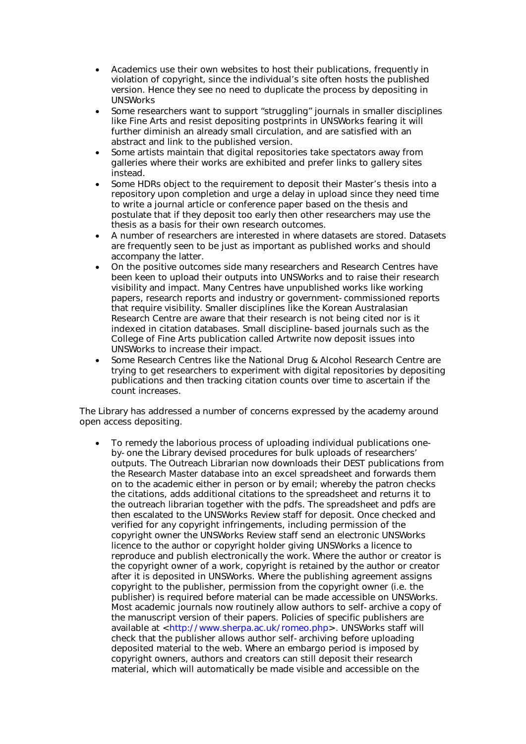- Academics use their own websites to host their publications, frequently in violation of copyright, since the individual's site often hosts the published version. Hence they see no need to duplicate the process by depositing in UNSWorks
- Some researchers want to support "struggling" journals in smaller disciplines like Fine Arts and resist depositing postprints in UNSWorks fearing it will further diminish an already small circulation, and are satisfied with an abstract and link to the published version.
- Some artists maintain that digital repositories take spectators away from galleries where their works are exhibited and prefer links to gallery sites instead.
- Some HDRs object to the requirement to deposit their Master's thesis into a repository upon completion and urge a delay in upload since they need time to write a journal article or conference paper based on the thesis and postulate that if they deposit too early then other researchers may use the thesis as a basis for their own research outcomes.
- A number of researchers are interested in where datasets are stored. Datasets are frequently seen to be just as important as published works and should accompany the latter.
- On the positive outcomes side many researchers and Research Centres have been keen to upload their outputs into UNSWorks and to raise their research visibility and impact. Many Centres have unpublished works like working papers, research reports and industry or government-commissioned reports that require visibility. Smaller disciplines like the Korean Australasian Research Centre are aware that their research is not being cited nor is it indexed in citation databases. Small discipline-based journals such as the College of Fine Arts publication called Artwrite now deposit issues into UNSWorks to increase their impact.
- Some Research Centres like the National Drug & Alcohol Research Centre are trying to get researchers to experiment with digital repositories by depositing publications and then tracking citation counts over time to ascertain if the count increases.

The Library has addressed a number of concerns expressed by the academy around open access depositing.

- To remedy the laborious process of uploading individual publications one-by-one the Library devised procedures for bulk uploads of researchers' outputs. The Outreach Librarian now downloads their DEST publications from the Research Master database into an excel spreadsheet and forwards them on to the academic either in person or by email; whereby the patron checks the citations, adds additional citations to the spreadsheet and returns it to the outreach librarian together with the pdfs. The spreadsheet and pdfs are then escalated to the UNSWorks Review staff for deposit. Once checked and verified for any copyright infringements, including permission of the copyright owner the UNSWorks Review staff send an electronic UNSWorks licence to the author or copyright holder giving UNSWorks a licence to reproduce and publish electronically the work. Where the author or creator is the copyright owner of a work, copyright is retained by the author or creator after it is deposited in UNSWorks. Where the publishing agreement assigns copyright to the publisher, permission from the copyright owner (i.e. the publisher) is required before material can be made accessible on UNSWorks. Most academic journals now routinely allow authors to self-archive a copy of the manuscript version of their papers. Policies of specific publishers are available at <http://www.sherpa.ac.uk/romeo.php>. UNSWorks staff will check that the publisher allows author self-archiving before uploading deposited material to the web. Where an embargo period is imposed by copyright owners, authors and creators can still deposit their research material, which will automatically be made visible and accessible on the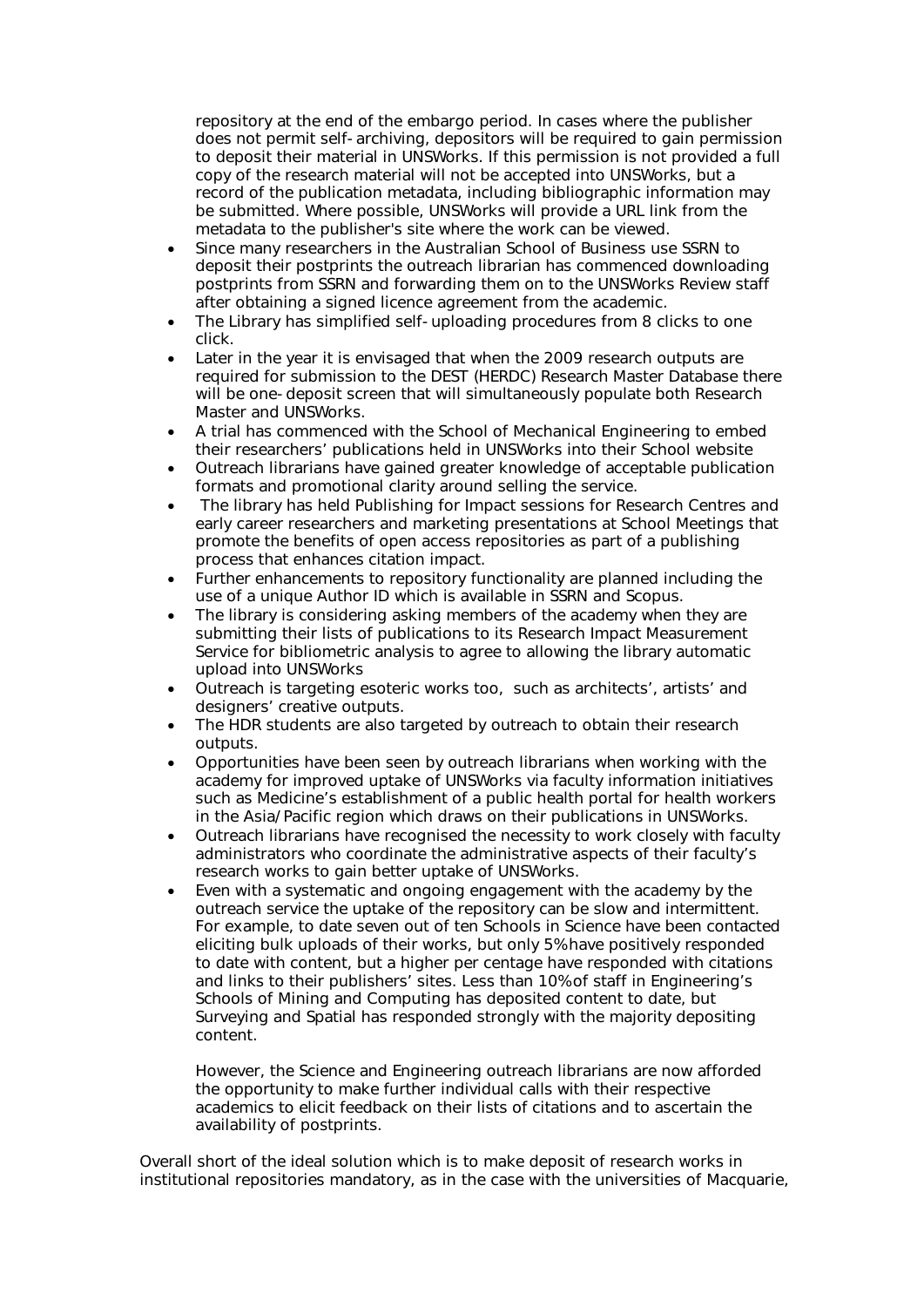repository at the end of the embargo period. In cases where the publisher does not permit self-archiving, depositors will be required to gain permission to deposit their material in UNSWorks. If this permission is not provided a full copy of the research material will not be accepted into UNSWorks, but a record of the publication metadata, including bibliographic information may be submitted. Where possible, UNSWorks will provide a URL link from the metadata to the publisher's site where the work can be viewed.

- Since many researchers in the Australian School of Business use SSRN to deposit their postprints the outreach librarian has commenced downloading postprints from SSRN and forwarding them on to the UNSWorks Review staff after obtaining a signed licence agreement from the academic.
- The Library has simplified self-uploading procedures from 8 clicks to one click.
- Later in the year it is envisaged that when the 2009 research outputs are required for submission to the DEST (HERDC) Research Master Database there will be one-deposit screen that will simultaneously populate both Research Master and UNSWorks.
- A trial has commenced with the School of Mechanical Engineering to embed their researchers' publications held in UNSWorks into their School website
- Outreach librarians have gained greater knowledge of acceptable publication formats and promotional clarity around selling the service.
- The library has held Publishing for Impact sessions for Research Centres and early career researchers and marketing presentations at School Meetings that promote the benefits of open access repositories as part of a publishing process that enhances citation impact.
- Further enhancements to repository functionality are planned including the use of a unique Author ID which is available in SSRN and Scopus.
- The library is considering asking members of the academy when they are submitting their lists of publications to its Research Impact Measurement Service for bibliometric analysis to agree to allowing the library automatic upload into UNSWorks
- Outreach is targeting esoteric works too, such as architects', artists' and designers' creative outputs.
- The HDR students are also targeted by outreach to obtain their research outputs.
- Opportunities have been seen by outreach librarians when working with the academy for improved uptake of UNSWorks via faculty information initiatives such as Medicine's establishment of a public health portal for health workers in the Asia/Pacific region which draws on their publications in UNSWorks.
- Outreach librarians have recognised the necessity to work closely with faculty administrators who coordinate the administrative aspects of their faculty's research works to gain better uptake of UNSWorks.
- Even with a systematic and ongoing engagement with the academy by the outreach service the uptake of the repository can be slow and intermittent. For example, to date seven out of ten Schools in Science have been contacted eliciting bulk uploads of their works, but only 5% have positively responded to date with content, but a higher per centage have responded with citations and links to their publishers' sites. Less than 10% of staff in Engineering's Schools of Mining and Computing has deposited content to date, but Surveying and Spatial has responded strongly with the majority depositing content.

  However, the Science and Engineering outreach librarians are now afforded the opportunity to make further individual calls with their respective academics to elicit feedback on their lists of citations and to ascertain the availability of postprints.

Overall short of the ideal solution which is to make deposit of research works in institutional repositories mandatory, as in the case with the universities of Macquarie,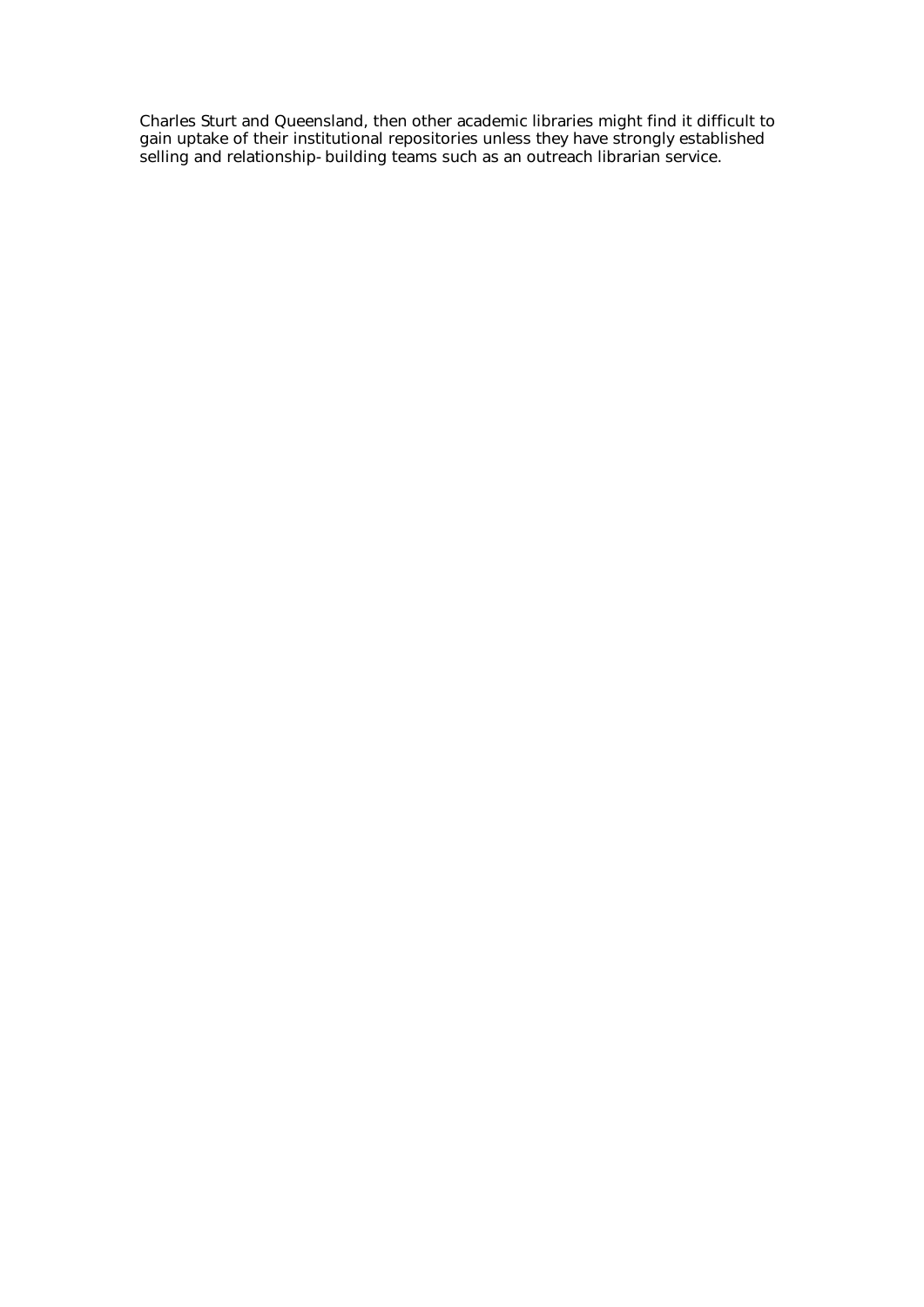Charles Sturt and Queensland, then other academic libraries might find it difficult to gain uptake of their institutional repositories unless they have strongly established selling and relationship-building teams such as an outreach librarian service.